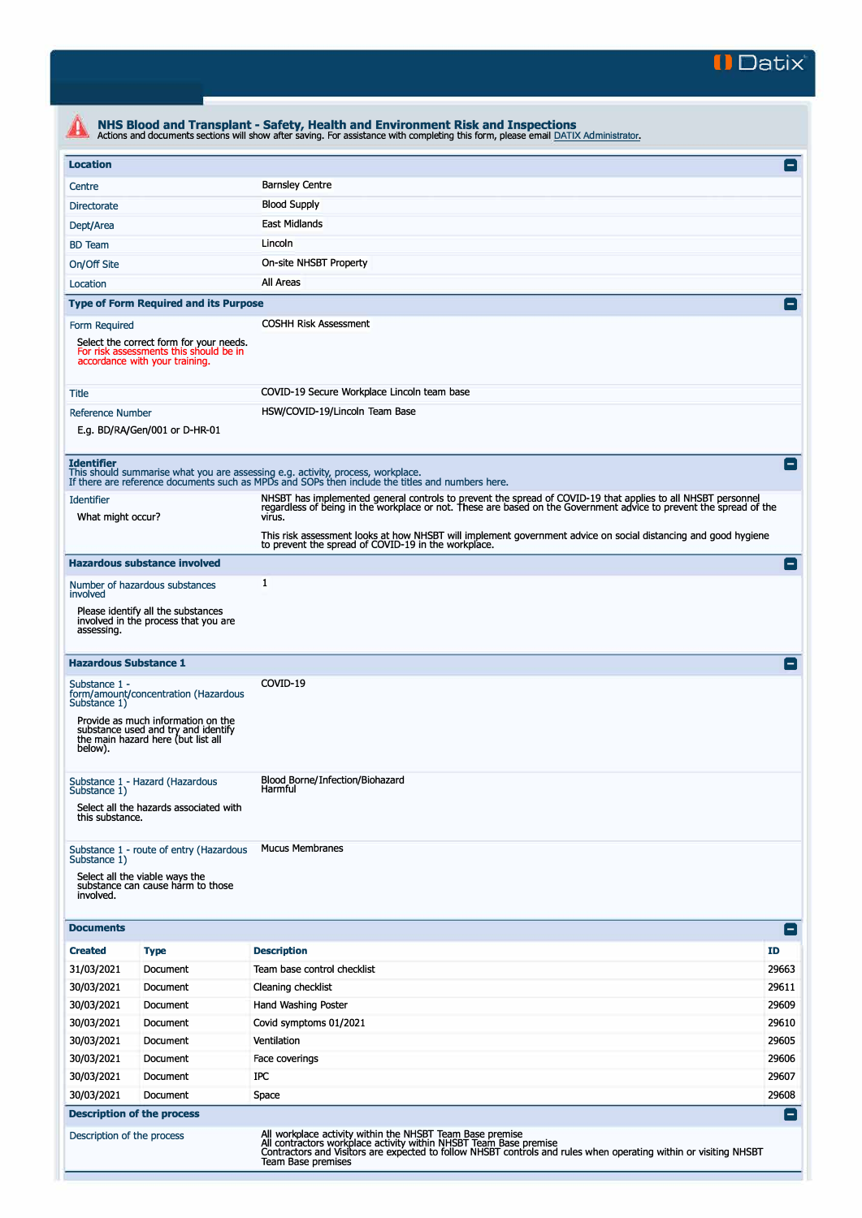Datix

# NHS Blood and Transplant - Safety, Health and Environment Risk and Inspections

Actions and documents sections will show after saving. For assistance with completing this form, please email DATIX Administrator.

## Location

| | |
|---|---|
| Centre | Barnsley Centre |
| Directorate | Blood Supply |
| Dept/Area | East Midlands |
| BD Team | Lincoln |
| On/Off Site | On-site NHSBT Property |
| Location | All Areas |

## Type of Form Required and its Purpose

| | |
|---|---|
| Form Required<br><br>Select the correct form for your needs. For risk assessments this should be in accordance with your training. | COSHH Risk Assessment |
| Title | COVID-19 Secure Workplace Lincoln team base |
| Reference Number<br><br>E.g. BD/RA/Gen/001 or D-HR-01 | HSW/COVID-19/Lincoln Team Base |

## Identifier

This should summarise what you are assessing e.g. activity, process, workplace.
If there are reference documents such as MPDs and SOPs then include the titles and numbers here.

| | |
|---|---|
| Identifier<br><br>What might occur? | NHSBT has implemented general controls to prevent the spread of COVID-19 that applies to all NHSBT personnel regardless of being in the workplace or not. These are based on the Government advice to prevent the spread of the virus.<br><br>This risk assessment looks at how NHSBT will implement government advice on social distancing and good hygiene to prevent the spread of COVID-19 in the workplace. |

## Hazardous substance involved

| | |
|---|---|
| Number of hazardous substances involved<br><br>Please identify all the substances involved in the process that you are assessing. | 1 |

## Hazardous Substance 1

| | |
|---|---|
| Substance 1 - form/amount/concentration (Hazardous Substance 1)<br><br>Provide as much information on the substance used and try and identify the main hazard here (but list all below). | COVID-19 |
| Substance 1 - Hazard (Hazardous Substance 1)<br><br>Select all the hazards associated with this substance. | Blood Borne/Infection/Biohazard<br>Harmful |
| Substance 1 - route of entry (Hazardous Substance 1)<br><br>Select all the viable ways the substance can cause harm to those involved. | Mucus Membranes |

## Documents

| Created | Type | Description | ID |
|---|---|---|---|
| 31/03/2021 | Document | Team base control checklist | 29663 |
| 30/03/2021 | Document | Cleaning checklist | 29611 |
| 30/03/2021 | Document | Hand Washing Poster | 29609 |
| 30/03/2021 | Document | Covid symptoms 01/2021 | 29610 |
| 30/03/2021 | Document | Ventilation | 29605 |
| 30/03/2021 | Document | Face coverings | 29606 |
| 30/03/2021 | Document | IPC | 29607 |
| 30/03/2021 | Document | Space | 29608 |

## Description of the process

| | |
|---|---|
| Description of the process | All workplace activity within the NHSBT Team Base premise<br>All contractors workplace activity within NHSBT Team Base premise<br>Contractors and Visitors are expected to follow NHSBT controls and rules when operating within or visiting NHSBT Team Base premises |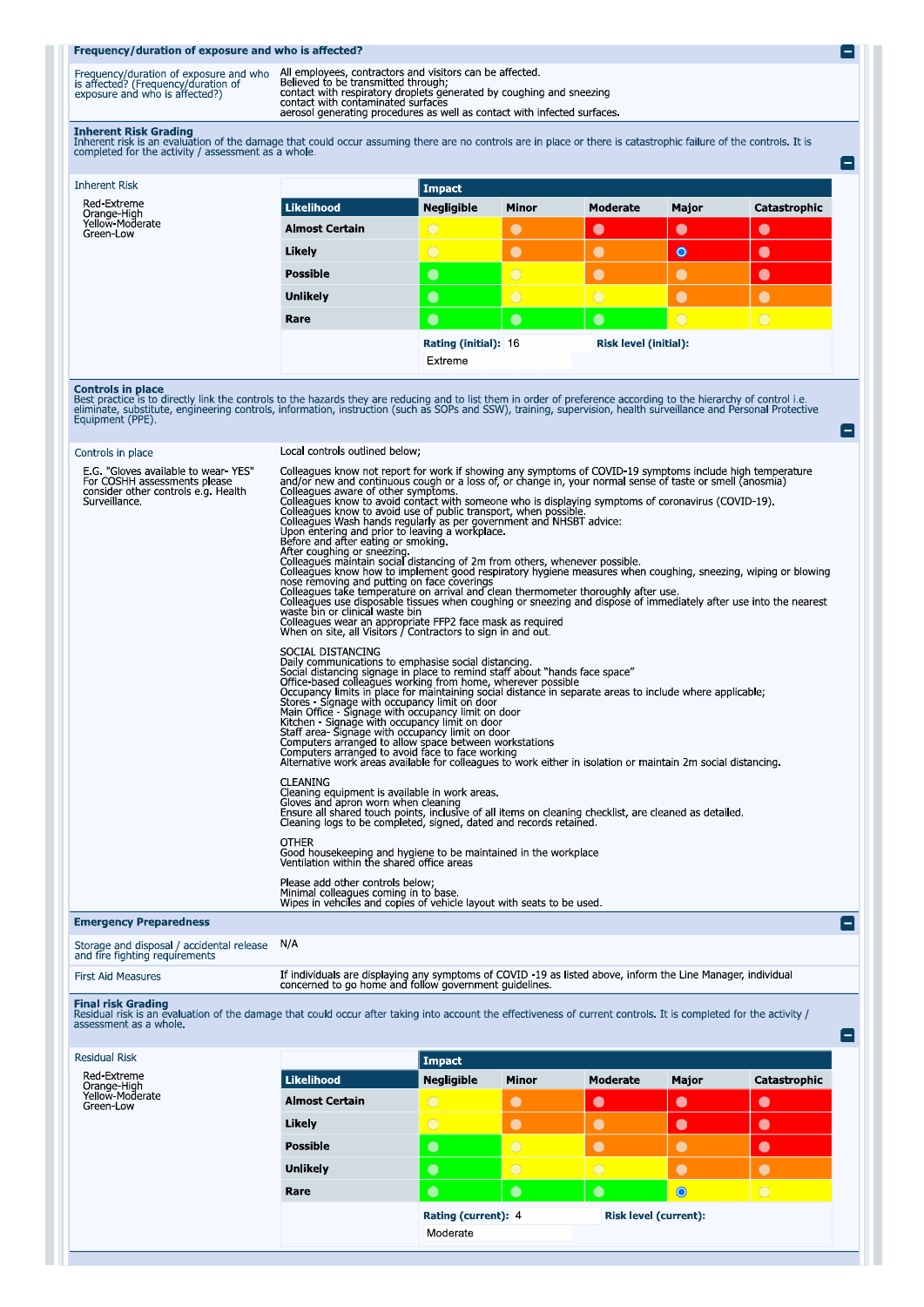## Frequency/duration of exposure and who is affected?

| Frequency/duration of exposure and who is affected? (Frequency/duration of exposure and who is affected?) | All employees, contractors and visitors can be affected.<br>Believed to be transmitted through;<br>contact with respiratory droplets generated by coughing and sneezing<br>contact with contaminated surfaces<br>aerosol generating procedures as well as contact with infected surfaces. |
|---|---|

## Inherent Risk Grading

Inherent risk is an evaluation of the damage that could occur assuming there are no controls are in place or there is catastrophic failure of the controls. It is completed for the activity / assessment as a whole.

**Inherent Risk**

Red-Extreme
Orange-High
Yellow-Moderate
Green-Low

| Likelihood | Negligible | Minor | Moderate | Major | Catastrophic |
|---|---|---|---|---|---|
| **Almost Certain** | ○ | ○ | ○ | ○ | ○ |
| **Likely** | ○ | ○ | ○ | ● | ○ |
| **Possible** | ○ | ○ | ○ | ○ | ○ |
| **Unlikely** | ○ | ○ | ○ | ○ | ○ |
| **Rare** | ○ | ○ | ○ | ○ | ○ |

**Rating (initial):** 16
**Risk level (initial):** Extreme

## Controls in place

Best practice is to directly link the controls to the hazards they are reducing and to list them in order of preference according to the hierarchy of control i.e. eliminate, substitute, engineering controls, information, instruction (such as SOPs and SSW), training, supervision, health surveillance and Personal Protective Equipment (PPE).

**Controls in place**

E.G. "Gloves available to wear- YES" For COSHH assessments please consider other controls e.g. Health Surveillance.

Local controls outlined below;

Colleagues know not report for work if showing any symptoms of COVID-19 symptoms include high temperature and/or new and continuous cough or a loss of, or change in, your normal sense of taste or smell (anosmia)
Colleagues aware of other symptoms.
Colleagues know to avoid contact with someone who is displaying symptoms of coronavirus (COVID-19).
Colleagues know to avoid use of public transport, when possible.
Colleagues Wash hands regularly as per government and NHSBT advice:
Upon entering and prior to leaving a workplace.
Before and after eating or smoking.
After coughing or sneezing.
Colleagues maintain social distancing of 2m from others, whenever possible.
Colleagues know how to implement good respiratory hygiene measures when coughing, sneezing, wiping or blowing nose removing and putting on face coverings
Colleagues take temperature on arrival and clean thermometer thoroughly after use.
Colleagues use disposable tissues when coughing or sneezing and dispose of immediately after use into the nearest waste bin or clinical waste bin
Colleagues wear an appropriate FFP2 face mask as required
When on site, all Visitors / Contractors to sign in and out.

SOCIAL DISTANCING
Daily communications to emphasise social distancing.
Social distancing signage in place to remind staff about "hands face space"
Office-based colleagues working from home, wherever possible
Occupancy limits in place for maintaining social distance in separate areas to include where applicable;
Stores - Signage with occupancy limit on door
Main Office - Signage with occupancy limit on door
Kitchen - Signage with occupancy limit on door
Staff area- Signage with occupancy limit on door
Computers arranged to allow space between workstations
Computers arranged to avoid face to face working
Alternative work areas available for colleagues to work either in isolation or maintain 2m social distancing.

CLEANING
Cleaning equipment is available in work areas.
Gloves and apron worn when cleaning
Ensure all shared touch points, inclusive of all items on cleaning checklist, are cleaned as detailed.
Cleaning logs to be completed, signed, dated and records retained.

OTHER
Good housekeeping and hygiene to be maintained in the workplace
Ventilation within the shared office areas

Please add other controls below;
Minimal colleagues coming in to base.
Wipes in vehciles and copies of vehicle layout with seats to be used.

## Emergency Preparedness

| Storage and disposal / accidental release and fire fighting requirements | N/A |
|---|---|
| First Aid Measures | If individuals are displaying any symptoms of COVID -19 as listed above, inform the Line Manager, individual concerned to go home and follow government guidelines. |

## Final risk Grading

Residual risk is an evaluation of the damage that could occur after taking into account the effectiveness of current controls. It is completed for the activity / assessment as a whole.

**Residual Risk**

Red-Extreme
Orange-High
Yellow-Moderate
Green-Low

| Likelihood | Negligible | Minor | Moderate | Major | Catastrophic |
|---|---|---|---|---|---|
| **Almost Certain** | ○ | ○ | ○ | ○ | ○ |
| **Likely** | ○ | ○ | ○ | ○ | ○ |
| **Possible** | ○ | ○ | ○ | ○ | ○ |
| **Unlikely** | ○ | ○ | ○ | ○ | ○ |
| **Rare** | ○ | ○ | ○ | ● | ○ |

**Rating (current):** 4
**Risk level (current):** Moderate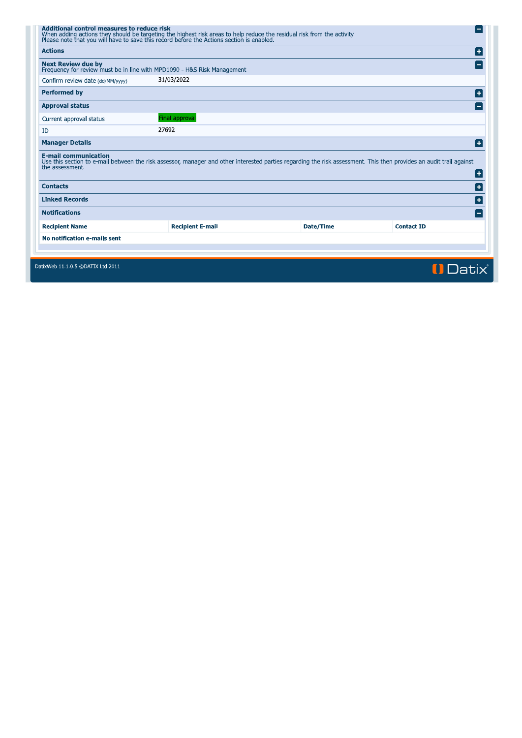**Additional control measures to reduce risk**
When adding actions they should be targeting the highest risk areas to help reduce the residual risk from the activity.
Please note that you will have to save this record before the Actions section is enabled.

**Actions**

**Next Review due by**
Frequency for review must be in line with MPD1090 - H&S Risk Management

| | |
|---|---|
| Confirm review date (dd/MM/yyyy) | 31/03/2022 |

**Performed by**

**Approval status**

| | |
|---|---|
| Current approval status | Final approval |
| ID | 27692 |

**Manager Details**

**E-mail communication**
Use this section to e-mail between the risk assessor, manager and other interested parties regarding the risk assessment. This then provides an audit trail against the assessment.

**Contacts**

**Linked Records**

**Notifications**

| Recipient Name | Recipient E-mail | Date/Time | Contact ID |
|---|---|---|---|
| **No notification e-mails sent** | | | |

DatixWeb 11.1.0.5 ©DATIX Ltd 2011